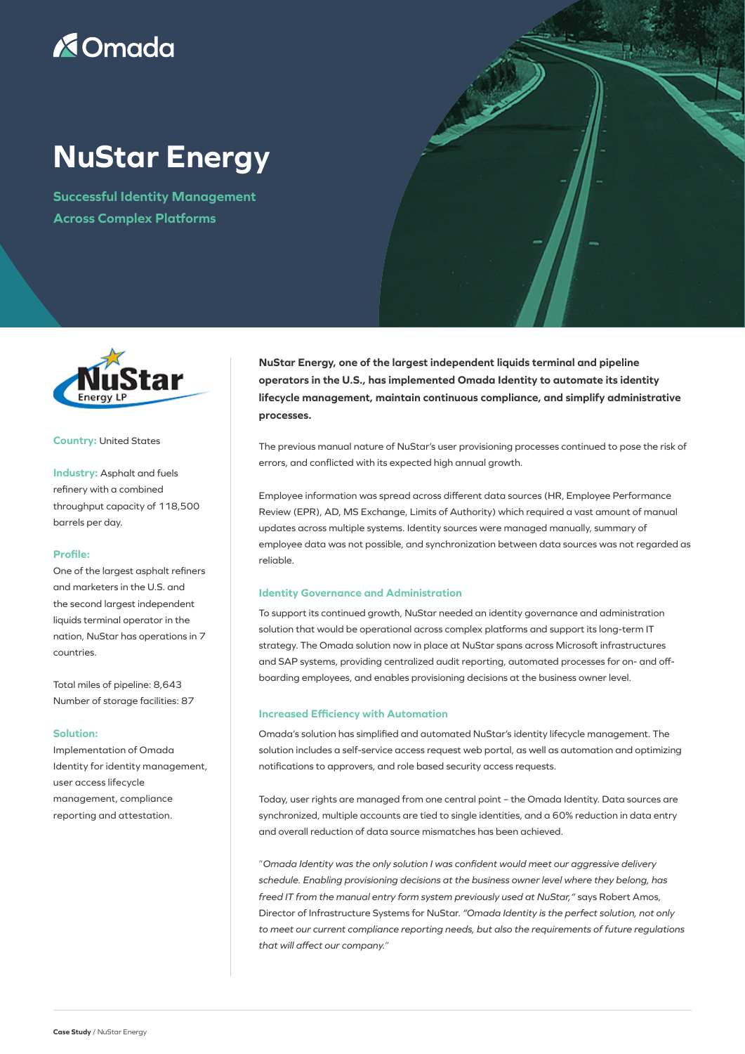# NuStar Energy

## Successful Identity Management Across Complex Platforms

**Country:** United States

**Industry:** Asphalt and fuels refinery with a combined throughput capacity of 118,500 barrels per day.

**Profile:**
One of the largest asphalt refiners and marketers in the U.S. and the second largest independent liquids terminal operator in the nation, NuStar has operations in 7 countries.

Total miles of pipeline: 8,643
Number of storage facilities: 87

**Solution:**
Implementation of Omada Identity for identity management, user access lifecycle management, compliance reporting and attestation.

**NuStar Energy, one of the largest independent liquids terminal and pipeline operators in the U.S., has implemented Omada Identity to automate its identity lifecycle management, maintain continuous compliance, and simplify administrative processes.**

The previous manual nature of NuStar's user provisioning processes continued to pose the risk of errors, and conflicted with its expected high annual growth.

Employee information was spread across different data sources (HR, Employee Performance Review (EPR), AD, MS Exchange, Limits of Authority) which required a vast amount of manual updates across multiple systems. Identity sources were managed manually, summary of employee data was not possible, and synchronization between data sources was not regarded as reliable.

### Identity Governance and Administration

To support its continued growth, NuStar needed an identity governance and administration solution that would be operational across complex platforms and support its long-term IT strategy. The Omada solution now in place at NuStar spans across Microsoft infrastructures and SAP systems, providing centralized audit reporting, automated processes for on- and off-boarding employees, and enables provisioning decisions at the business owner level.

### Increased Efficiency with Automation

Omada's solution has simplified and automated NuStar's identity lifecycle management. The solution includes a self-service access request web portal, as well as automation and optimizing notifications to approvers, and role based security access requests.

Today, user rights are managed from one central point – the Omada Identity. Data sources are synchronized, multiple accounts are tied to single identities, and a 60% reduction in data entry and overall reduction of data source mismatches has been achieved.

*"Omada Identity was the only solution I was confident would meet our aggressive delivery schedule. Enabling provisioning decisions at the business owner level where they belong, has freed IT from the manual entry form system previously used at NuStar,"* says Robert Amos, Director of Infrastructure Systems for NuStar. *"Omada Identity is the perfect solution, not only to meet our current compliance reporting needs, but also the requirements of future regulations that will affect our company."*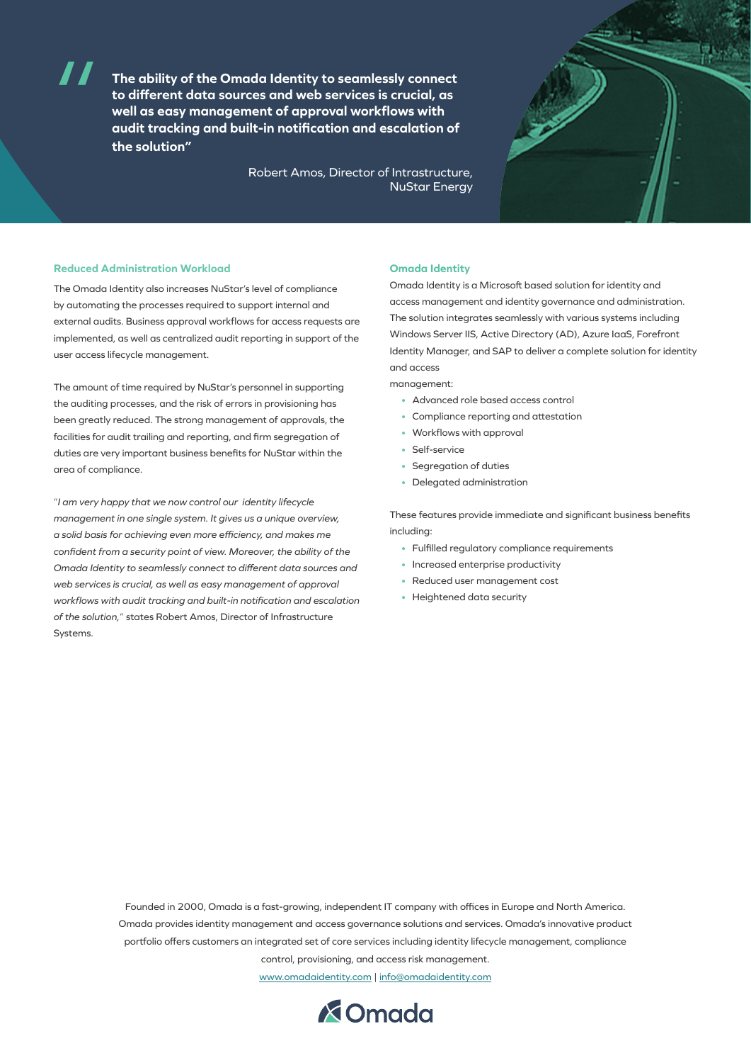> The ability of the Omada Identity to seamlessly connect to different data sources and web services is crucial, as well as easy management of approval workflows with audit tracking and built-in notification and escalation of the solution"
>
> Robert Amos, Director of Intrastructure, NuStar Energy

### Reduced Administration Workload

The Omada Identity also increases NuStar's level of compliance by automating the processes required to support internal and external audits. Business approval workflows for access requests are implemented, as well as centralized audit reporting in support of the user access lifecycle management.

The amount of time required by NuStar's personnel in supporting the auditing processes, and the risk of errors in provisioning has been greatly reduced. The strong management of approvals, the facilities for audit trailing and reporting, and firm segregation of duties are very important business benefits for NuStar within the area of compliance.

"*I am very happy that we now control our identity lifecycle management in one single system. It gives us a unique overview, a solid basis for achieving even more efficiency, and makes me confident from a security point of view. Moreover, the ability of the Omada Identity to seamlessly connect to different data sources and web services is crucial, as well as easy management of approval workflows with audit tracking and built-in notification and escalation of the solution,*" states Robert Amos, Director of Infrastructure Systems.

### Omada Identity

Omada Identity is a Microsoft based solution for identity and access management and identity governance and administration. The solution integrates seamlessly with various systems including Windows Server IIS, Active Directory (AD), Azure IaaS, Forefront Identity Manager, and SAP to deliver a complete solution for identity and access management:

- Advanced role based access control
- Compliance reporting and attestation
- Workflows with approval
- Self-service
- Segregation of duties
- Delegated administration

These features provide immediate and significant business benefits including:

- Fulfilled regulatory compliance requirements
- Increased enterprise productivity
- Reduced user management cost
- Heightened data security

Founded in 2000, Omada is a fast-growing, independent IT company with offices in Europe and North America. Omada provides identity management and access governance solutions and services. Omada's innovative product portfolio offers customers an integrated set of core services including identity lifecycle management, compliance control, provisioning, and access risk management.

www.omadaidentity.com | info@omadaidentity.com

Omada